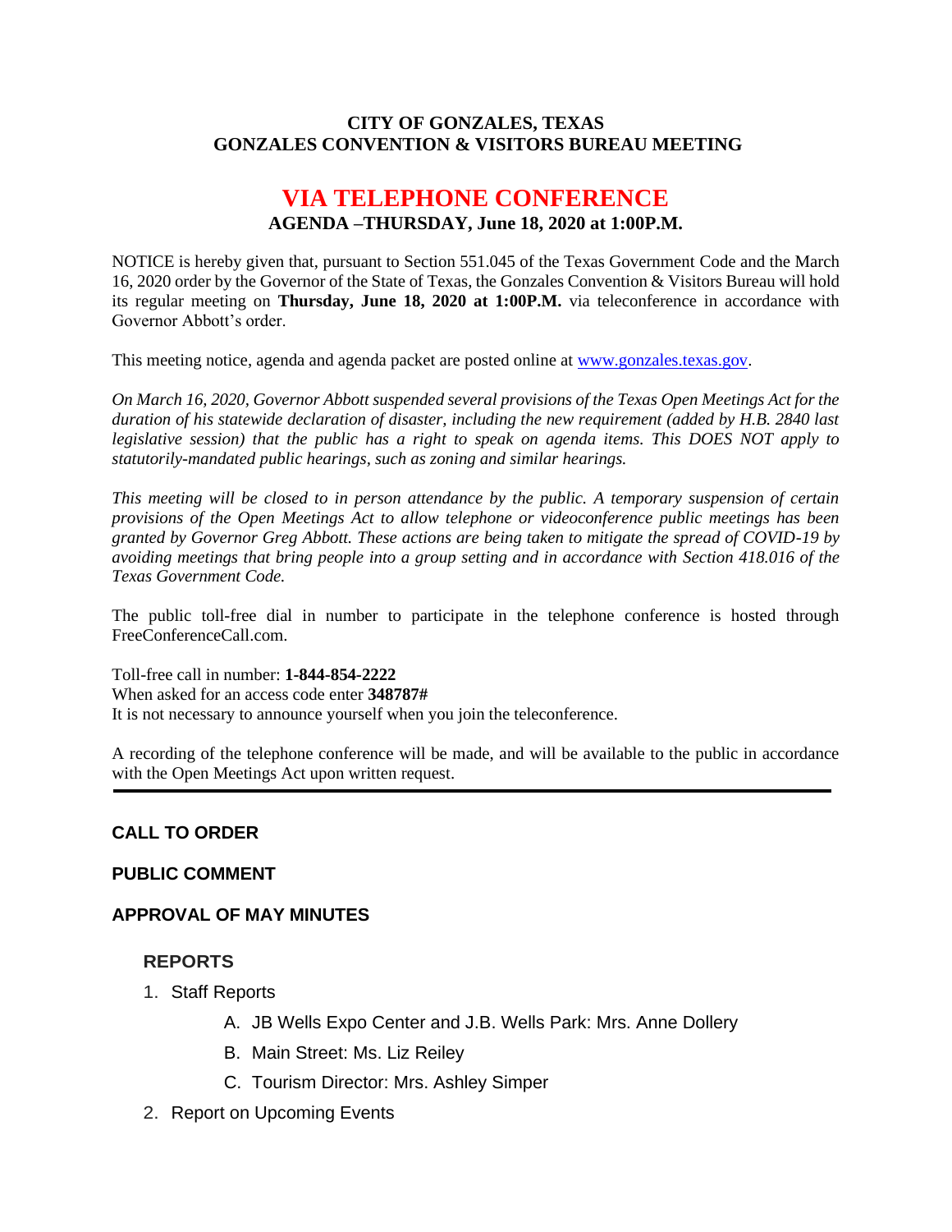**CITY OF GONZALES, TEXAS**
**GONZALES CONVENTION & VISITORS BUREAU MEETING**

# VIA TELEPHONE CONFERENCE

**AGENDA –THURSDAY, June 18, 2020 at 1:00P.M.**

NOTICE is hereby given that, pursuant to Section 551.045 of the Texas Government Code and the March 16, 2020 order by the Governor of the State of Texas, the Gonzales Convention & Visitors Bureau will hold its regular meeting on **Thursday, June 18, 2020 at 1:00P.M.** via teleconference in accordance with Governor Abbott's order.

This meeting notice, agenda and agenda packet are posted online at www.gonzales.texas.gov.

*On March 16, 2020, Governor Abbott suspended several provisions of the Texas Open Meetings Act for the duration of his statewide declaration of disaster, including the new requirement (added by H.B. 2840 last legislative session) that the public has a right to speak on agenda items. This DOES NOT apply to statutorily-mandated public hearings, such as zoning and similar hearings.*

*This meeting will be closed to in person attendance by the public. A temporary suspension of certain provisions of the Open Meetings Act to allow telephone or videoconference public meetings has been granted by Governor Greg Abbott. These actions are being taken to mitigate the spread of COVID-19 by avoiding meetings that bring people into a group setting and in accordance with Section 418.016 of the Texas Government Code.*

The public toll-free dial in number to participate in the telephone conference is hosted through FreeConferenceCall.com.

Toll-free call in number: **1-844-854-2222**
When asked for an access code enter **348787#**
It is not necessary to announce yourself when you join the teleconference.

A recording of the telephone conference will be made, and will be available to the public in accordance with the Open Meetings Act upon written request.

---

**CALL TO ORDER**

**PUBLIC COMMENT**

**APPROVAL OF MAY MINUTES**

**REPORTS**

1. Staff Reports
   A. JB Wells Expo Center and J.B. Wells Park: Mrs. Anne Dollery
   B. Main Street: Ms. Liz Reiley
   C. Tourism Director: Mrs. Ashley Simper
2. Report on Upcoming Events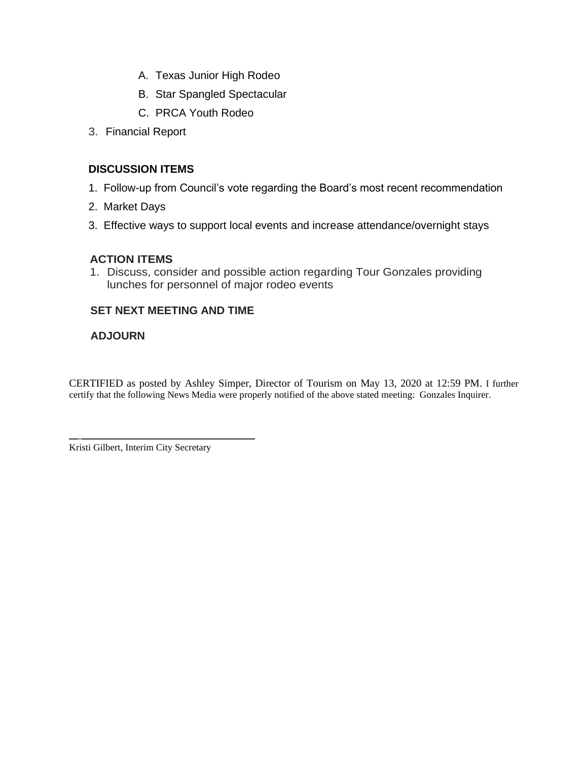A. Texas Junior High Rodeo
   B. Star Spangled Spectacular
   C. PRCA Youth Rodeo
3. Financial Report

**DISCUSSION ITEMS**

1. Follow-up from Council's vote regarding the Board's most recent recommendation
2. Market Days
3. Effective ways to support local events and increase attendance/overnight stays

**ACTION ITEMS**

1. Discuss, consider and possible action regarding Tour Gonzales providing lunches for personnel of major rodeo events

**SET NEXT MEETING AND TIME**

**ADJOURN**

CERTIFIED as posted by Ashley Simper, Director of Tourism on May 13, 2020 at 12:59 PM. I further certify that the following News Media were properly notified of the above stated meeting: Gonzales Inquirer.

______________________________

Kristi Gilbert, Interim City Secretary